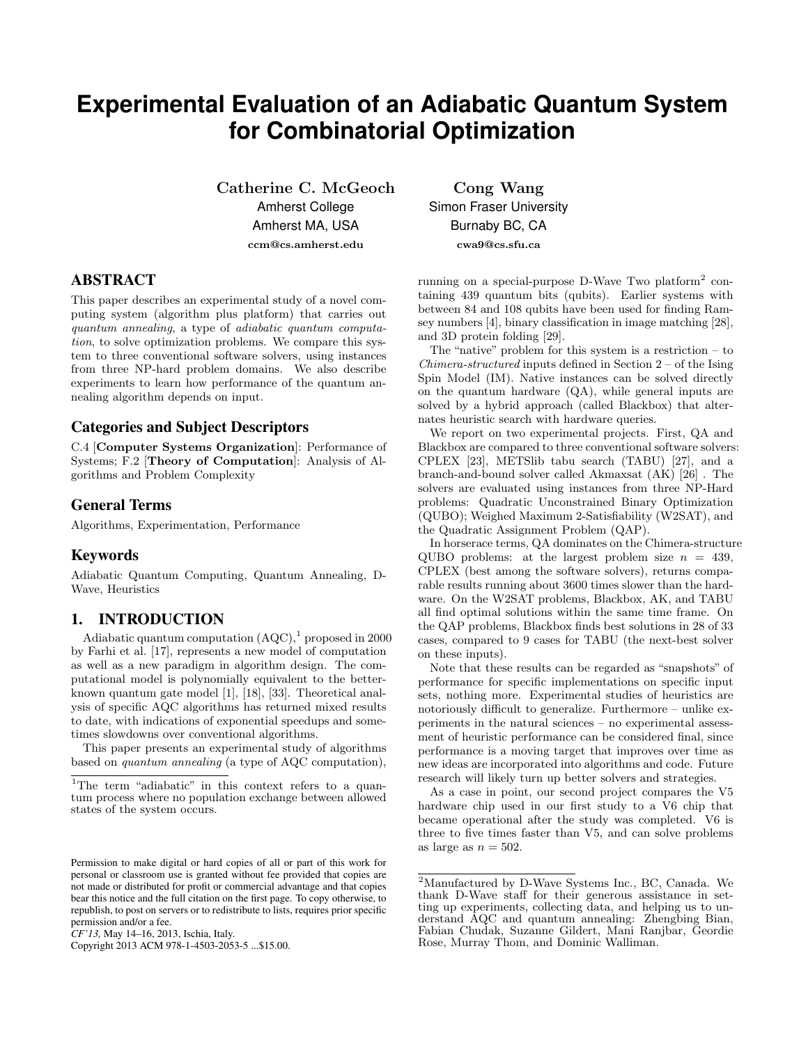# Experimental Evaluation of an Adiabatic Quantum System for Combinatorial Optimization

**Catherine C. McGeoch**
Amherst College
Amherst MA, USA
ccm@cs.amherst.edu

**Cong Wang**
Simon Fraser University
Burnaby BC, CA
cwa9@cs.sfu.ca

## ABSTRACT

This paper describes an experimental study of a novel computing system (algorithm plus platform) that carries out *quantum annealing*, a type of *adiabatic quantum computation*, to solve optimization problems. We compare this system to three conventional software solvers, using instances from three NP-hard problem domains. We also describe experiments to learn how performance of the quantum annealing algorithm depends on input.

### Categories and Subject Descriptors

C.4 [**Computer Systems Organization**]: Performance of Systems; F.2 [**Theory of Computation**]: Analysis of Algorithms and Problem Complexity

### General Terms

Algorithms, Experimentation, Performance

### Keywords

Adiabatic Quantum Computing, Quantum Annealing, D-Wave, Heuristics

## 1. INTRODUCTION

Adiabatic quantum computation (AQC),[1] proposed in 2000 by Farhi et al. [17], represents a new model of computation as well as a new paradigm in algorithm design. The computational model is polynomially equivalent to the better-known quantum gate model [1], [18], [33]. Theoretical analysis of specific AQC algorithms has returned mixed results to date, with indications of exponential speedups and sometimes slowdowns over conventional algorithms.

This paper presents an experimental study of algorithms based on *quantum annealing* (a type of AQC computation), running on a special-purpose D-Wave Two platform[2] containing 439 quantum bits (qubits). Earlier systems with between 84 and 108 qubits have been used for finding Ramsey numbers [4], binary classification in image matching [28], and 3D protein folding [29].

The "native" problem for this system is a restriction – to *Chimera-structured* inputs defined in Section 2 – of the Ising Spin Model (IM). Native instances can be solved directly on the quantum hardware (QA), while general inputs are solved by a hybrid approach (called Blackbox) that alternates heuristic search with hardware queries.

We report on two experimental projects. First, QA and Blackbox are compared to three conventional software solvers: CPLEX [23], METSlib tabu search (TABU) [27], and a branch-and-bound solver called Akmaxsat (AK) [26] . The solvers are evaluated using instances from three NP-Hard problems: Quadratic Unconstrained Binary Optimization (QUBO); Weighed Maximum 2-Satisfiability (W2SAT), and the Quadratic Assignment Problem (QAP).

In horserace terms, QA dominates on the Chimera-structure QUBO problems: at the largest problem size $n = 439$, CPLEX (best among the software solvers), returns comparable results running about 3600 times slower than the hardware. On the W2SAT problems, Blackbox, AK, and TABU all find optimal solutions within the same time frame. On the QAP problems, Blackbox finds best solutions in 28 of 33 cases, compared to 9 cases for TABU (the next-best solver on these inputs).

Note that these results can be regarded as "snapshots" of performance for specific implementations on specific input sets, nothing more. Experimental studies of heuristics are notoriously difficult to generalize. Furthermore – unlike experiments in the natural sciences – no experimental assessment of heuristic performance can be considered final, since performance is a moving target that improves over time as new ideas are incorporated into algorithms and code. Future research will likely turn up better solvers and strategies.

As a case in point, our second project compares the V5 hardware chip used in our first study to a V6 chip that became operational after the study was completed. V6 is three to five times faster than V5, and can solve problems as large as $n = 502$.

[1] The term "adiabatic" in this context refers to a quantum process where no population exchange between allowed states of the system occurs.

[2] Manufactured by D-Wave Systems Inc., BC, Canada. We thank D-Wave staff for their generous assistance in setting up experiments, collecting data, and helping us to understand AQC and quantum annealing: Zhengbing Bian, Fabian Chudak, Suzanne Gildert, Mani Ranjbar, Geordie Rose, Murray Thom, and Dominic Walliman.

Permission to make digital or hard copies of all or part of this work for personal or classroom use is granted without fee provided that copies are not made or distributed for profit or commercial advantage and that copies bear this notice and the full citation on the first page. To copy otherwise, to republish, to post on servers or to redistribute to lists, requires prior specific permission and/or a fee.
*CF'13,* May 14–16, 2013, Ischia, Italy.
Copyright 2013 ACM 978-1-4503-2053-5 ...$15.00.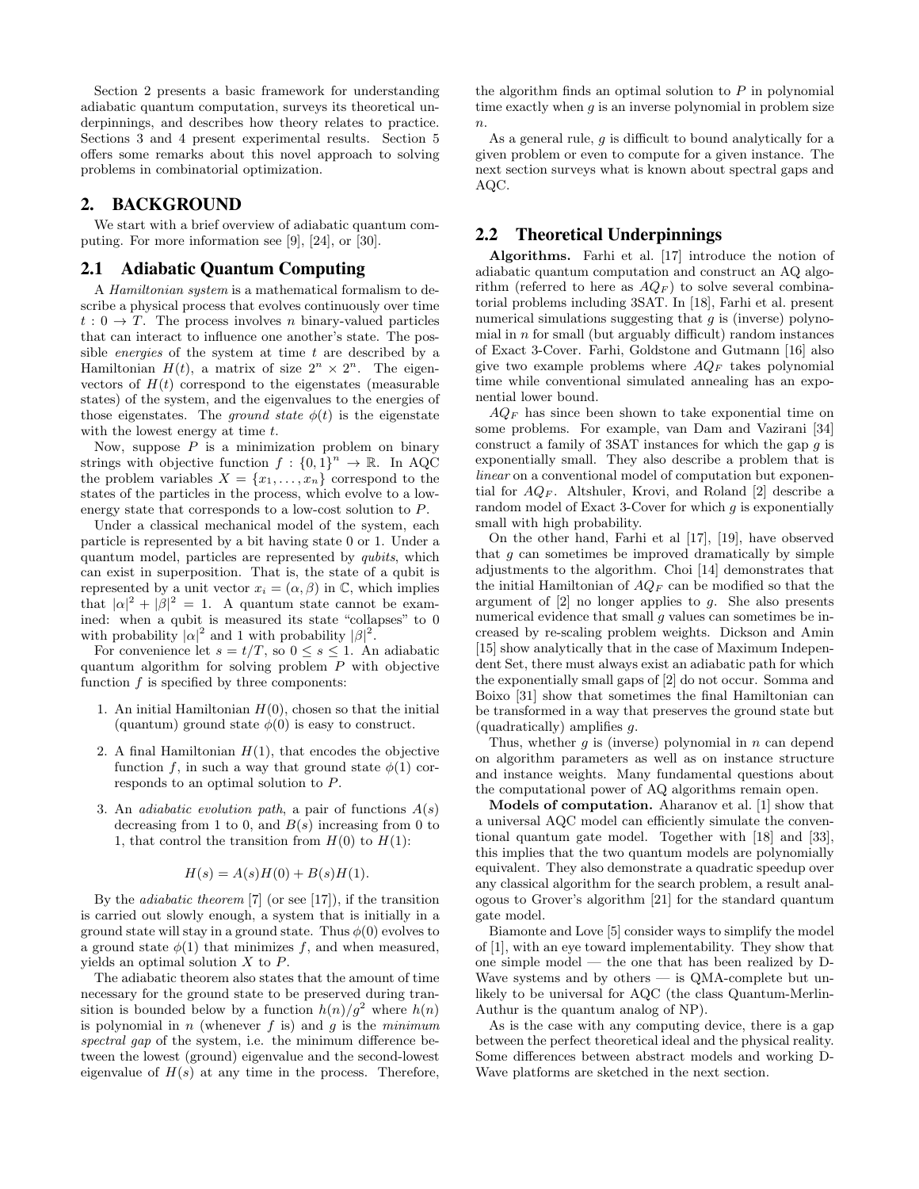Section 2 presents a basic framework for understanding adiabatic quantum computation, surveys its theoretical underpinnings, and describes how theory relates to practice. Sections 3 and 4 present experimental results. Section 5 offers some remarks about this novel approach to solving problems in combinatorial optimization.

## 2. BACKGROUND

We start with a brief overview of adiabatic quantum computing. For more information see [9], [24], or [30].

### 2.1 Adiabatic Quantum Computing

A *Hamiltonian system* is a mathematical formalism to describe a physical process that evolves continuously over time $t : 0 \to T$. The process involves $n$ binary-valued particles that can interact to influence one another's state. The possible *energies* of the system at time $t$ are described by a Hamiltonian $H(t)$, a matrix of size $2^n \times 2^n$. The eigenvectors of $H(t)$ correspond to the eigenstates (measurable states) of the system, and the eigenvalues to the energies of those eigenstates. The *ground state* $\phi(t)$ is the eigenstate with the lowest energy at time $t$.

Now, suppose $P$ is a minimization problem on binary strings with objective function $f : \{0,1\}^n \to \mathbb{R}$. In AQC the problem variables $X = \{x_1, \ldots, x_n\}$ correspond to the states of the particles in the process, which evolve to a low-energy state that corresponds to a low-cost solution to $P$.

Under a classical mechanical model of the system, each particle is represented by a bit having state 0 or 1. Under a quantum model, particles are represented by *qubits*, which can exist in superposition. That is, the state of a qubit is represented by a unit vector $x_i = (\alpha, \beta)$ in $\mathbb{C}$, which implies that $|\alpha|^2 + |\beta|^2 = 1$. A quantum state cannot be examined: when a qubit is measured its state "collapses" to 0 with probability $|\alpha|^2$ and 1 with probability $|\beta|^2$.

For convenience let $s = t/T$, so $0 \le s \le 1$. An adiabatic quantum algorithm for solving problem $P$ with objective function $f$ is specified by three components:

1. An initial Hamiltonian $H(0)$, chosen so that the initial (quantum) ground state $\phi(0)$ is easy to construct.
2. A final Hamiltonian $H(1)$, that encodes the objective function $f$, in such a way that ground state $\phi(1)$ corresponds to an optimal solution to $P$.
3. An *adiabatic evolution path*, a pair of functions $A(s)$ decreasing from 1 to 0, and $B(s)$ increasing from 0 to 1, that control the transition from $H(0)$ to $H(1)$:

$$H(s) = A(s)H(0) + B(s)H(1).$$

By the *adiabatic theorem* [7] (or see [17]), if the transition is carried out slowly enough, a system that is initially in a ground state will stay in a ground state. Thus $\phi(0)$ evolves to a ground state $\phi(1)$ that minimizes $f$, and when measured, yields an optimal solution $X$ to $P$.

The adiabatic theorem also states that the amount of time necessary for the ground state to be preserved during transition is bounded below by a function $h(n)/g^2$ where $h(n)$ is polynomial in $n$ (whenever $f$ is) and $g$ is the *minimum spectral gap* of the system, i.e. the minimum difference between the lowest (ground) eigenvalue and the second-lowest eigenvalue of $H(s)$ at any time in the process. Therefore, the algorithm finds an optimal solution to $P$ in polynomial time exactly when $g$ is an inverse polynomial in problem size $n$.

As a general rule, $g$ is difficult to bound analytically for a given problem or even to compute for a given instance. The next section surveys what is known about spectral gaps and AQC.

### 2.2 Theoretical Underpinnings

**Algorithms.** Farhi et al. [17] introduce the notion of adiabatic quantum computation and construct an AQ algorithm (referred to here as $AQ_F$) to solve several combinatorial problems including 3SAT. In [18], Farhi et al. present numerical simulations suggesting that $g$ is (inverse) polynomial in $n$ for small (but arguably difficult) random instances of Exact 3-Cover. Farhi, Goldstone and Gutmann [16] also give two example problems where $AQ_F$ takes polynomial time while conventional simulated annealing has an exponential lower bound.

$AQ_F$ has since been shown to take exponential time on some problems. For example, van Dam and Vazirani [34] construct a family of 3SAT instances for which the gap $g$ is exponentially small. They also describe a problem that is *linear* on a conventional model of computation but exponential for $AQ_F$. Altshuler, Krovi, and Roland [2] describe a random model of Exact 3-Cover for which $g$ is exponentially small with high probability.

On the other hand, Farhi et al [17], [19], have observed that $g$ can sometimes be improved dramatically by simple adjustments to the algorithm. Choi [14] demonstrates that the initial Hamiltonian of $AQ_F$ can be modified so that the argument of [2] no longer applies to $g$. She also presents numerical evidence that small $g$ values can sometimes be increased by re-scaling problem weights. Dickson and Amin [15] show analytically that in the case of Maximum Independent Set, there must always exist an adiabatic path for which the exponentially small gaps of [2] do not occur. Somma and Boixo [31] show that sometimes the final Hamiltonian can be transformed in a way that preserves the ground state but (quadratically) amplifies $g$.

Thus, whether $g$ is (inverse) polynomial in $n$ can depend on algorithm parameters as well as on instance structure and instance weights. Many fundamental questions about the computational power of AQ algorithms remain open.

**Models of computation.** Aharanov et al. [1] show that a universal AQC model can efficiently simulate the conventional quantum gate model. Together with [18] and [33], this implies that the two quantum models are polynomially equivalent. They also demonstrate a quadratic speedup over any classical algorithm for the search problem, a result analogous to Grover's algorithm [21] for the standard quantum gate model.

Biamonte and Love [5] consider ways to simplify the model of [1], with an eye toward implementability. They show that one simple model — the one that has been realized by D-Wave systems and by others — is QMA-complete but unlikely to be universal for AQC (the class Quantum-Merlin-Authur is the quantum analog of NP).

As is the case with any computing device, there is a gap between the perfect theoretical ideal and the physical reality. Some differences between abstract models and working D-Wave platforms are sketched in the next section.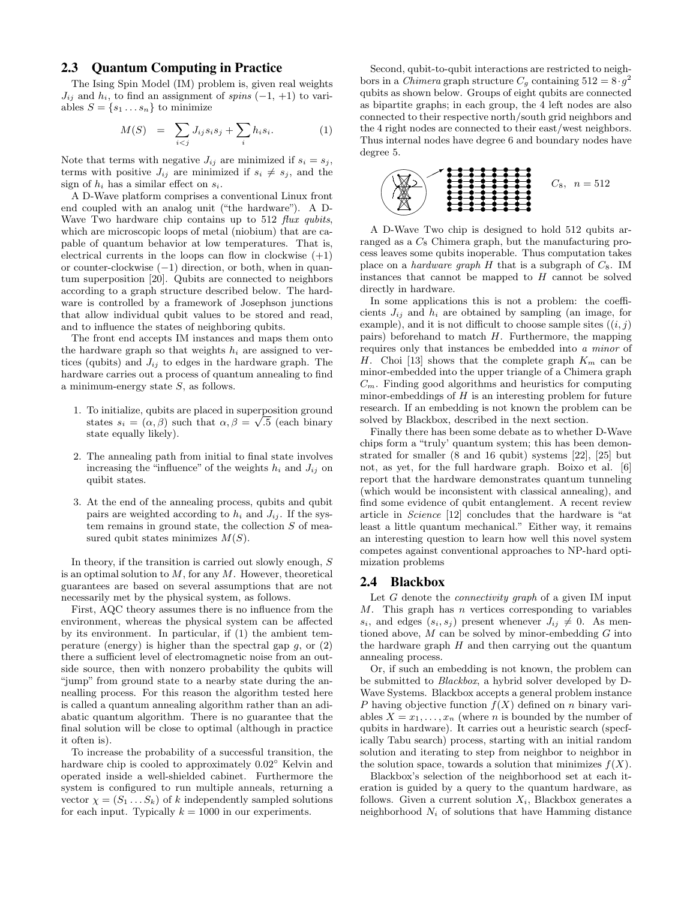## 2.3 Quantum Computing in Practice

The Ising Spin Model (IM) problem is, given real weights $J_{ij}$ and $h_i$, to find an assignment of *spins* $(-1, +1)$ to variables $S = \{s_1 \dots s_n\}$ to minimize

$$M(S) = \sum_{i<j} J_{ij} s_i s_j + \sum_i h_i s_i. \quad (1)$$

Note that terms with negative $J_{ij}$ are minimized if $s_i = s_j$, terms with positive $J_{ij}$ are minimized if $s_i \neq s_j$, and the sign of $h_i$ has a similar effect on $s_i$.

A D-Wave platform comprises a conventional Linux front end coupled with an analog unit ("the hardware"). A D-Wave Two hardware chip contains up to 512 *flux qubits*, which are microscopic loops of metal (niobium) that are capable of quantum behavior at low temperatures. That is, electrical currents in the loops can flow in clockwise $(+1)$ or counter-clockwise $(-1)$ direction, or both, when in quantum superposition [20]. Qubits are connected to neighbors according to a graph structure described below. The hardware is controlled by a framework of Josephson junctions that allow individual qubit values to be stored and read, and to influence the states of neighboring qubits.

The front end accepts IM instances and maps them onto the hardware graph so that weights $h_i$ are assigned to vertices (qubits) and $J_{ij}$ to edges in the hardware graph. The hardware carries out a process of quantum annealing to find a minimum-energy state $S$, as follows.

1. To initialize, qubits are placed in superposition ground states $s_i = (\alpha, \beta)$ such that $\alpha, \beta = \sqrt{.5}$ (each binary state equally likely).
2. The annealing path from initial to final state involves increasing the "influence" of the weights $h_i$ and $J_{ij}$ on quibit states.
3. At the end of the annealing process, qubits and qubit pairs are weighted according to $h_i$ and $J_{ij}$. If the system remains in ground state, the collection $S$ of measured qubit states minimizes $M(S)$.

In theory, if the transition is carried out slowly enough, $S$ is an optimal solution to $M$, for any $M$. However, theoretical guarantees are based on several assumptions that are not necessarily met by the physical system, as follows.

First, AQC theory assumes there is no influence from the environment, whereas the physical system can be affected by its environment. In particular, if (1) the ambient temperature (energy) is higher than the spectral gap $g$, or (2) there a sufficient level of electromagnetic noise from an outside source, then with nonzero probability the qubits will "jump" from ground state to a nearby state during the annealing process. For this reason the algorithm tested here is called a quantum annealing algorithm rather than an adiabatic quantum algorithm. There is no guarantee that the final solution will be close to optimal (although in practice it often is).

To increase the probability of a successful transition, the hardware chip is cooled to approximately 0.02° Kelvin and operated inside a well-shielded cabinet. Furthermore the system is configured to run multiple anneals, returning a vector $\chi = (S_1 \dots S_k)$ of $k$ independently sampled solutions for each input. Typically $k = 1000$ in our experiments.

Second, qubit-to-qubit interactions are restricted to neighbors in a *Chimera* graph structure $C_g$ containing $512 = 8 \cdot g^2$ qubits as shown below. Groups of eight qubits are connected as bipartite graphs; in each group, the 4 left nodes are also connected to their respective north/south grid neighbors and the 4 right nodes are connected to their east/west neighbors. Thus internal nodes have degree 6 and boundary nodes have degree 5.

$C_8$, $n = 512$

A D-Wave Two chip is designed to hold 512 qubits arranged as a $C_8$ Chimera graph, but the manufacturing process leaves some qubits inoperable. Thus computation takes place on a *hardware graph* $H$ that is a subgraph of $C_8$. IM instances that cannot be mapped to $H$ cannot be solved directly in hardware.

In some applications this is not a problem: the coefficients $J_{ij}$ and $h_i$ are obtained by sampling (an image, for example), and it is not difficult to choose sample sites ($(i, j)$ pairs) beforehand to match $H$. Furthermore, the mapping requires only that instances be embedded into *a minor* of $H$. Choi [13] shows that the complete graph $K_m$ can be minor-embedded into the upper triangle of a Chimera graph $C_m$. Finding good algorithms and heuristics for computing minor-embeddings of $H$ is an interesting problem for future research. If an embedding is not known the problem can be solved by Blackbox, described in the next section.

Finally there has been some debate as to whether D-Wave chips form a "truly' quantum system; this has been demonstrated for smaller (8 and 16 qubit) systems [22], [25] but not, as yet, for the full hardware graph. Boixo et al. [6] report that the hardware demonstrates quantum tunneling (which would be inconsistent with classical annealing), and find some evidence of qubit entanglement. A recent review article in *Science* [12] concludes that the hardware is "at least a little quantum mechanical." Either way, it remains an interesting question to learn how well this novel system competes against conventional approaches to NP-hard optimization problems

## 2.4 Blackbox

Let $G$ denote the *connectivity graph* of a given IM input $M$. This graph has $n$ vertices corresponding to variables $s_i$, and edges $(s_i, s_j)$ present whenever $J_{ij} \neq 0$. As mentioned above, $M$ can be solved by minor-embedding $G$ into the hardware graph $H$ and then carrying out the quantum annealing process.

Or, if such an embedding is not known, the problem can be submitted to *Blackbox*, a hybrid solver developed by D-Wave Systems. Blackbox accepts a general problem instance $P$ having objective function $f(X)$ defined on $n$ binary variables $X = x_1, \dots, x_n$ (where $n$ is bounded by the number of qubits in hardware). It carries out a heuristic search (specfically Tabu search) process, starting with an initial random solution and iterating to step from neighbor to neighbor in the solution space, towards a solution that minimizes $f(X)$.

Blackbox's selection of the neighborhood set at each iteration is guided by a query to the quantum hardware, as follows. Given a current solution $X_i$, Blackbox generates a neighborhood $N_i$ of solutions that have Hamming distance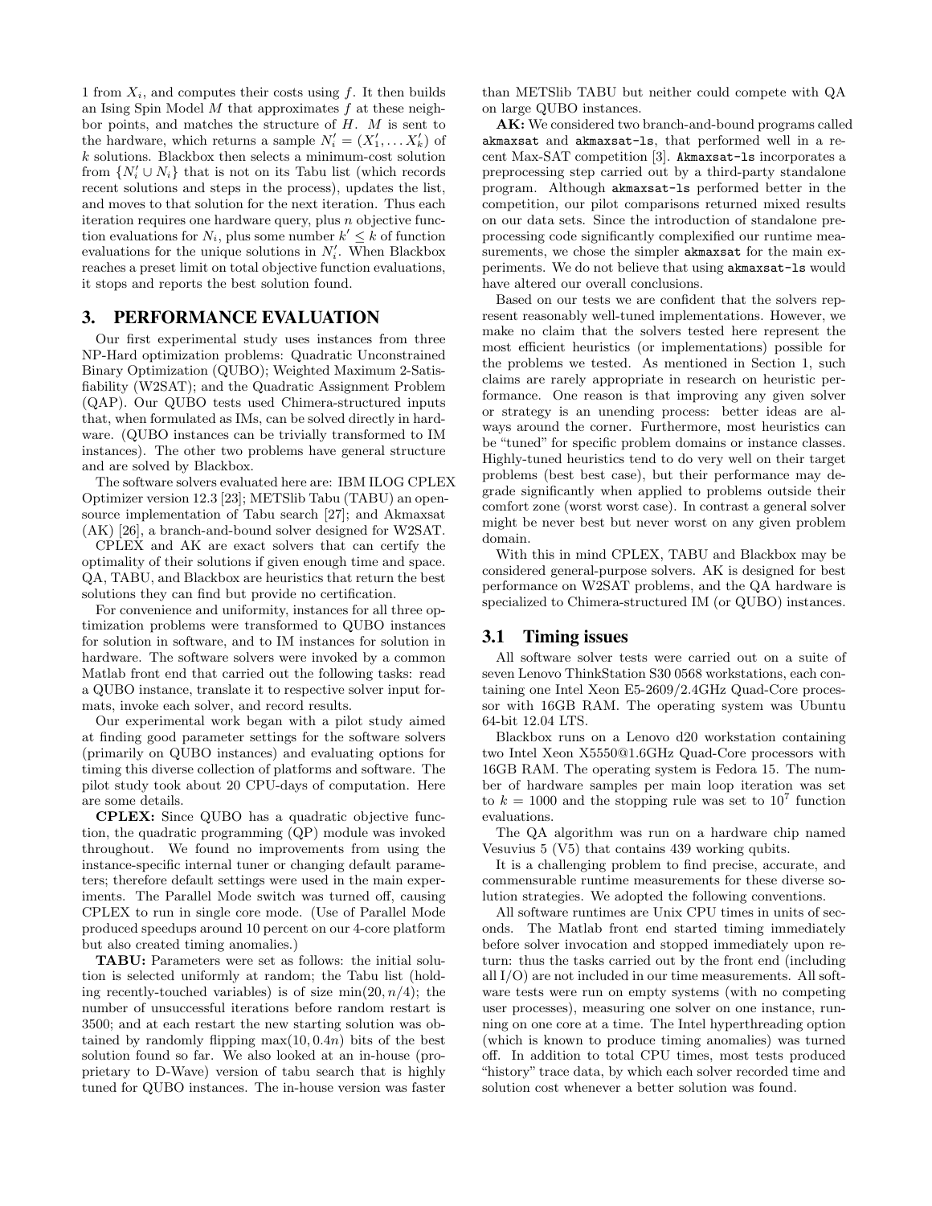1 from $X_i$, and computes their costs using $f$. It then builds an Ising Spin Model $M$ that approximates $f$ at these neighbor points, and matches the structure of $H$. $M$ is sent to the hardware, which returns a sample $N'_i = (X'_1, \ldots X'_k)$ of $k$ solutions. Blackbox then selects a minimum-cost solution from $\{N'_i \cup N_i\}$ that is not on its Tabu list (which records recent solutions and steps in the process), updates the list, and moves to that solution for the next iteration. Thus each iteration requires one hardware query, plus $n$ objective function evaluations for $N_i$, plus some number $k' \leq k$ of function evaluations for the unique solutions in $N'_i$. When Blackbox reaches a preset limit on total objective function evaluations, it stops and reports the best solution found.

## 3. PERFORMANCE EVALUATION

Our first experimental study uses instances from three NP-Hard optimization problems: Quadratic Unconstrained Binary Optimization (QUBO); Weighted Maximum 2-Satisfiability (W2SAT); and the Quadratic Assignment Problem (QAP). Our QUBO tests used Chimera-structured inputs that, when formulated as IMs, can be solved directly in hardware. (QUBO instances can be trivially transformed to IM instances). The other two problems have general structure and are solved by Blackbox.

The software solvers evaluated here are: IBM ILOG CPLEX Optimizer version 12.3 [23]; METSlib Tabu (TABU) an open-source implementation of Tabu search [27]; and Akmaxsat (AK) [26], a branch-and-bound solver designed for W2SAT.

CPLEX and AK are exact solvers that can certify the optimality of their solutions if given enough time and space. QA, TABU, and Blackbox are heuristics that return the best solutions they can find but provide no certification.

For convenience and uniformity, instances for all three optimization problems were transformed to QUBO instances for solution in software, and to IM instances for solution in hardware. The software solvers were invoked by a common Matlab front end that carried out the following tasks: read a QUBO instance, translate it to respective solver input formats, invoke each solver, and record results.

Our experimental work began with a pilot study aimed at finding good parameter settings for the software solvers (primarily on QUBO instances) and evaluating options for timing this diverse collection of platforms and software. The pilot study took about 20 CPU-days of computation. Here are some details.

**CPLEX:** Since QUBO has a quadratic objective function, the quadratic programming (QP) module was invoked throughout. We found no improvements from using the instance-specific internal tuner or changing default parameters; therefore default settings were used in the main experiments. The Parallel Mode switch was turned off, causing CPLEX to run in single core mode. (Use of Parallel Mode produced speedups around 10 percent on our 4-core platform but also created timing anomalies.)

**TABU:** Parameters were set as follows: the initial solution is selected uniformly at random; the Tabu list (holding recently-touched variables) is of size $\min(20, n/4)$; the number of unsuccessful iterations before random restart is 3500; and at each restart the new starting solution was obtained by randomly flipping $\max(10, 0.4n)$ bits of the best solution found so far. We also looked at an in-house (proprietary to D-Wave) version of tabu search that is highly tuned for QUBO instances. The in-house version was faster than METSlib TABU but neither could compete with QA on large QUBO instances.

**AK:** We considered two branch-and-bound programs called `akmaxsat` and `akmaxsat-ls`, that performed well in a recent Max-SAT competition [3]. `Akmaxsat-ls` incorporates a preprocessing step carried out by a third-party standalone program. Although `akmaxsat-ls` performed better in the competition, our pilot comparisons returned mixed results on our data sets. Since the introduction of standalone preprocessing code significantly complexified our runtime measurements, we chose the simpler `akmaxsat` for the main experiments. We do not believe that using `akmaxsat-ls` would have altered our overall conclusions.

Based on our tests we are confident that the solvers represent reasonably well-tuned implementations. However, we make no claim that the solvers tested here represent the most efficient heuristics (or implementations) possible for the problems we tested. As mentioned in Section 1, such claims are rarely appropriate in research on heuristic performance. One reason is that improving any given solver or strategy is an unending process: better ideas are always around the corner. Furthermore, most heuristics can be "tuned" for specific problem domains or instance classes. Highly-tuned heuristics tend to do very well on their target problems (best best case), but their performance may degrade significantly when applied to problems outside their comfort zone (worst worst case). In contrast a general solver might be never best but never worst on any given problem domain.

With this in mind CPLEX, TABU and Blackbox may be considered general-purpose solvers. AK is designed for best performance on W2SAT problems, and the QA hardware is specialized to Chimera-structured IM (or QUBO) instances.

### 3.1 Timing issues

All software solver tests were carried out on a suite of seven Lenovo ThinkStation S30 0568 workstations, each containing one Intel Xeon E5-2609/2.4GHz Quad-Core processor with 16GB RAM. The operating system was Ubuntu 64-bit 12.04 LTS.

Blackbox runs on a Lenovo d20 workstation containing two Intel Xeon X5550@1.6GHz Quad-Core processors with 16GB RAM. The operating system is Fedora 15. The number of hardware samples per main loop iteration was set to $k = 1000$ and the stopping rule was set to $10^7$ function evaluations.

The QA algorithm was run on a hardware chip named Vesuvius 5 (V5) that contains 439 working qubits.

It is a challenging problem to find precise, accurate, and commensurable runtime measurements for these diverse solution strategies. We adopted the following conventions.

All software runtimes are Unix CPU times in units of seconds. The Matlab front end started timing immediately before solver invocation and stopped immediately upon return: thus the tasks carried out by the front end (including all I/O) are not included in our time measurements. All software tests were run on empty systems (with no competing user processes), measuring one solver on one instance, running on one core at a time. The Intel hyperthreading option (which is known to produce timing anomalies) was turned off. In addition to total CPU times, most tests produced "history" trace data, by which each solver recorded time and solution cost whenever a better solution was found.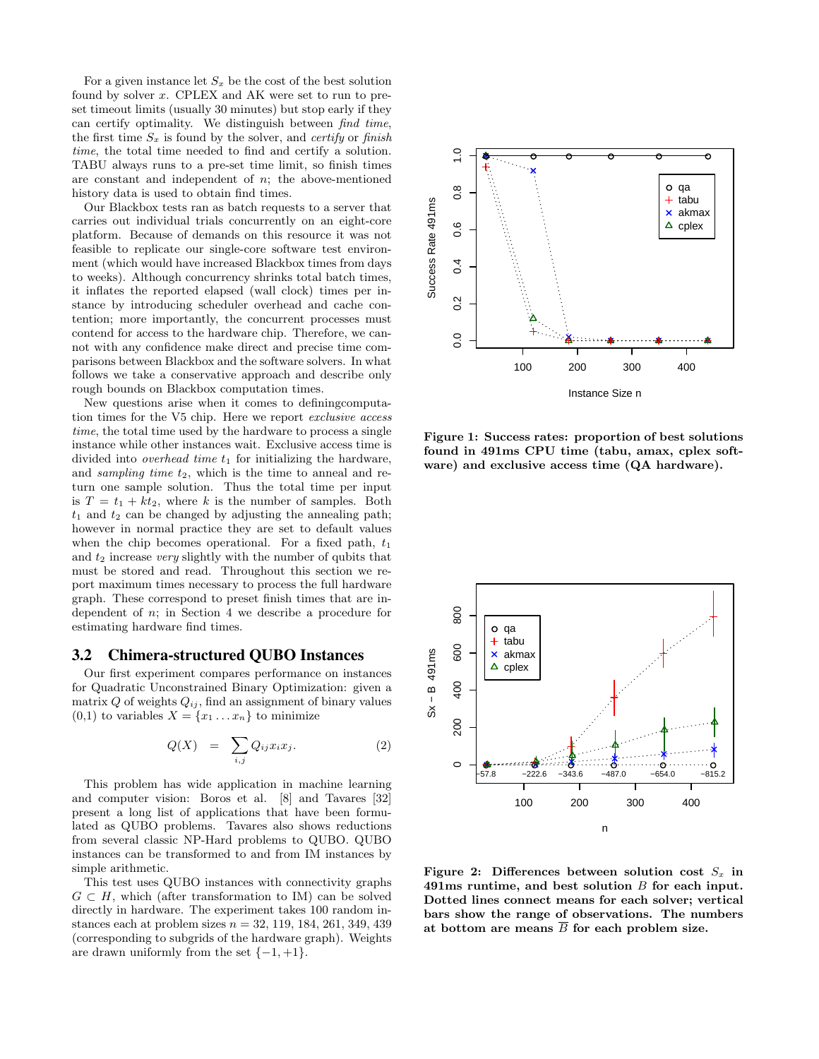For a given instance let $S_x$ be the cost of the best solution found by solver $x$. CPLEX and AK were set to run to preset timeout limits (usually 30 minutes) but stop early if they can certify optimality. We distinguish between *find time*, the first time $S_x$ is found by the solver, and *certify* or *finish time*, the total time needed to find and certify a solution. TABU always runs to a pre-set time limit, so finish times are constant and independent of $n$; the above-mentioned history data is used to obtain find times.

Our Blackbox tests ran as batch requests to a server that carries out individual trials concurrently on an eight-core platform. Because of demands on this resource it was not feasible to replicate our single-core software test environment (which would have increased Blackbox times from days to weeks). Although concurrency shrinks total batch times, it inflates the reported elapsed (wall clock) times per instance by introducing scheduler overhead and cache contention; more importantly, the concurrent processes must contend for access to the hardware chip. Therefore, we cannot with any confidence make direct and precise time comparisons between Blackbox and the software solvers. In what follows we take a conservative approach and describe only rough bounds on Blackbox computation times.

New questions arise when it comes to definingcomputation times for the V5 chip. Here we report *exclusive access time*, the total time used by the hardware to process a single instance while other instances wait. Exclusive access time is divided into *overhead time* $t_1$ for initializing the hardware, and *sampling time* $t_2$, which is the time to anneal and return one sample solution. Thus the total time per input is $T = t_1 + kt_2$, where $k$ is the number of samples. Both $t_1$ and $t_2$ can be changed by adjusting the annealing path; however in normal practice they are set to default values when the chip becomes operational. For a fixed path, $t_1$ and $t_2$ increase *very* slightly with the number of qubits that must be stored and read. Throughout this section we report maximum times necessary to process the full hardware graph. These correspond to preset finish times that are independent of $n$; in Section 4 we describe a procedure for estimating hardware find times.

## 3.2 Chimera-structured QUBO Instances

Our first experiment compares performance on instances for Quadratic Unconstrained Binary Optimization: given a matrix $Q$ of weights $Q_{ij}$, find an assignment of binary values (0,1) to variables $X = \{x_1 \dots x_n\}$ to minimize

$$Q(X) \quad = \quad \sum_{i,j} Q_{ij} x_i x_j. \qquad (2)$$

This problem has wide application in machine learning and computer vision: Boros et al. [8] and Tavares [32] present a long list of applications that have been formulated as QUBO problems. Tavares also shows reductions from several classic NP-Hard problems to QUBO. QUBO instances can be transformed to and from IM instances by simple arithmetic.

This test uses QUBO instances with connectivity graphs $G \subset H$, which (after transformation to IM) can be solved directly in hardware. The experiment takes 100 random instances each at problem sizes $n$ = 32, 119, 184, 261, 349, 439 (corresponding to subgrids of the hardware graph). Weights are drawn uniformly from the set $\{-1, +1\}$.

**Figure 1: Success rates: proportion of best solutions found in 491ms CPU time (tabu, amax, cplex software) and exclusive access time (QA hardware).**

**Figure 2: Differences between solution cost $S_x$ in 491ms runtime, and best solution $B$ for each input. Dotted lines connect means for each solver; vertical bars show the range of observations. The numbers at bottom are means $\overline{B}$ for each problem size.**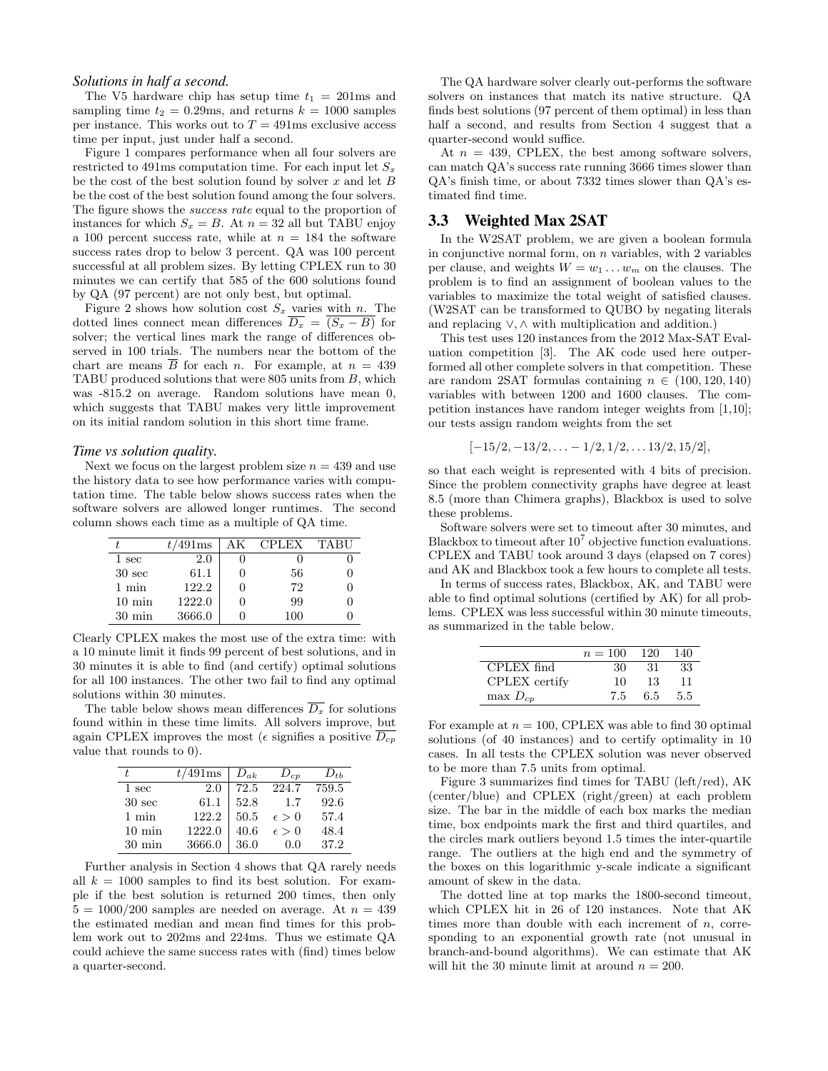*Solutions in half a second.*

The V5 hardware chip has setup time $t_1 = 201$ms and sampling time $t_2 = 0.29$ms, and returns $k = 1000$ samples per instance. This works out to $T = 491$ms exclusive access time per input, just under half a second.

Figure 1 compares performance when all four solvers are restricted to 491ms computation time. For each input let $S_x$ be the cost of the best solution found by solver $x$ and let $B$ be the cost of the best solution found among the four solvers. The figure shows the *success rate* equal to the proportion of instances for which $S_x = B$. At $n = 32$ all but TABU enjoy a 100 percent success rate, while at $n = 184$ the software success rates drop to below 3 percent. QA was 100 percent successful at all problem sizes. By letting CPLEX run to 30 minutes we can certify that 585 of the 600 solutions found by QA (97 percent) are not only best, but optimal.

Figure 2 shows how solution cost $S_x$ varies with $n$. The dotted lines connect mean differences $\overline{D_x} = \overline{(S_x - B)}$ for solver; the vertical lines mark the range of differences observed in 100 trials. The numbers near the bottom of the chart are means $\overline{B}$ for each $n$. For example, at $n = 439$ TABU produced solutions that were 805 units from $B$, which was -815.2 on average. Random solutions have mean 0, which suggests that TABU makes very little improvement on its initial random solution in this short time frame.

*Time vs solution quality.*

Next we focus on the largest problem size $n = 439$ and use the history data to see how performance varies with computation time. The table below shows success rates when the software solvers are allowed longer runtimes. The second column shows each time as a multiple of QA time.

| $t$ | $t$/491ms | AK | CPLEX | TABU |
|---|---|---|---|---|
| 1 sec | 2.0 | 0 | 0 | 0 |
| 30 sec | 61.1 | 0 | 56 | 0 |
| 1 min | 122.2 | 0 | 72 | 0 |
| 10 min | 1222.0 | 0 | 99 | 0 |
| 30 min | 3666.0 | 0 | 100 | 0 |

Clearly CPLEX makes the most use of the extra time: with a 10 minute limit it finds 99 percent of best solutions, and in 30 minutes it is able to find (and certify) optimal solutions for all 100 instances. The other two fail to find any optimal solutions within 30 minutes.

The table below shows mean differences $\overline{D_x}$ for solutions found within in these time limits. All solvers improve, but again CPLEX improves the most ($\epsilon$ signifies a positive $\overline{D_{cp}}$ value that rounds to 0).

| $t$ | $t$/491ms | $D_{ak}$ | $D_{cp}$ | $D_{tb}$ |
|---|---|---|---|---|
| 1 sec | 2.0 | 72.5 | 224.7 | 759.5 |
| 30 sec | 61.1 | 52.8 | 1.7 | 92.6 |
| 1 min | 122.2 | 50.5 | $\epsilon > 0$ | 57.4 |
| 10 min | 1222.0 | 40.6 | $\epsilon > 0$ | 48.4 |
| 30 min | 3666.0 | 36.0 | 0.0 | 37.2 |

Further analysis in Section 4 shows that QA rarely needs all $k = 1000$ samples to find its best solution. For example if the best solution is returned 200 times, then only $5 = 1000/200$ samples are needed on average. At $n = 439$ the estimated median and mean find times for this problem work out to 202ms and 224ms. Thus we estimate QA could achieve the same success rates with (find) times below a quarter-second.

The QA hardware solver clearly out-performs the software solvers on instances that match its native structure. QA finds best solutions (97 percent of them optimal) in less than half a second, and results from Section 4 suggest that a quarter-second would suffice.

At $n = 439$, CPLEX, the best among software solvers, can match QA's success rate running 3666 times slower than QA's finish time, or about 7332 times slower than QA's estimated find time.

## 3.3 Weighted Max 2SAT

In the W2SAT problem, we are given a boolean formula in conjunctive normal form, on $n$ variables, with 2 variables per clause, and weights $W = w_1 \dots w_m$ on the clauses. The problem is to find an assignment of boolean values to the variables to maximize the total weight of satisfied clauses. (W2SAT can be transformed to QUBO by negating literals and replacing $\vee, \wedge$ with multiplication and addition.)

This test uses 120 instances from the 2012 Max-SAT Evaluation competition [3]. The AK code used here outperformed all other complete solvers in that competition. These are random 2SAT formulas containing $n \in (100, 120, 140)$ variables with between 1200 and 1600 clauses. The competition instances have random integer weights from [1,10]; our tests assign random weights from the set

$$[-15/2, -13/2, \dots -1/2, 1/2, \dots 13/2, 15/2],$$

so that each weight is represented with 4 bits of precision. Since the problem connectivity graphs have degree at least 8.5 (more than Chimera graphs), Blackbox is used to solve these problems.

Software solvers were set to timeout after 30 minutes, and Blackbox to timeout after $10^7$ objective function evaluations. CPLEX and TABU took around 3 days (elapsed on 7 cores) and AK and Blackbox took a few hours to complete all tests.

In terms of success rates, Blackbox, AK, and TABU were able to find optimal solutions (certified by AK) for all problems. CPLEX was less successful within 30 minute timeouts, as summarized in the table below.

| | $n = 100$ | 120 | 140 |
|---|---|---|---|
| CPLEX find | 30 | 31 | 33 |
| CPLEX certify | 10 | 13 | 11 |
| max $D_{cp}$ | 7.5 | 6.5 | 5.5 |

For example at $n = 100$, CPLEX was able to find 30 optimal solutions (of 40 instances) and to certify optimality in 10 cases. In all tests the CPLEX solution was never observed to be more than 7.5 units from optimal.

Figure 3 summarizes find times for TABU (left/red), AK (center/blue) and CPLEX (right/green) at each problem size. The bar in the middle of each box marks the median time, box endpoints mark the first and third quartiles, and the circles mark outliers beyond 1.5 times the inter-quartile range. The outliers at the high end and the symmetry of the boxes on this logarithmic y-scale indicate a significant amount of skew in the data.

The dotted line at top marks the 1800-second timeout, which CPLEX hit in 26 of 120 instances. Note that AK times more than double with each increment of $n$, corresponding to an exponential growth rate (not unusual in branch-and-bound algorithms). We can estimate that AK will hit the 30 minute limit at around $n = 200$.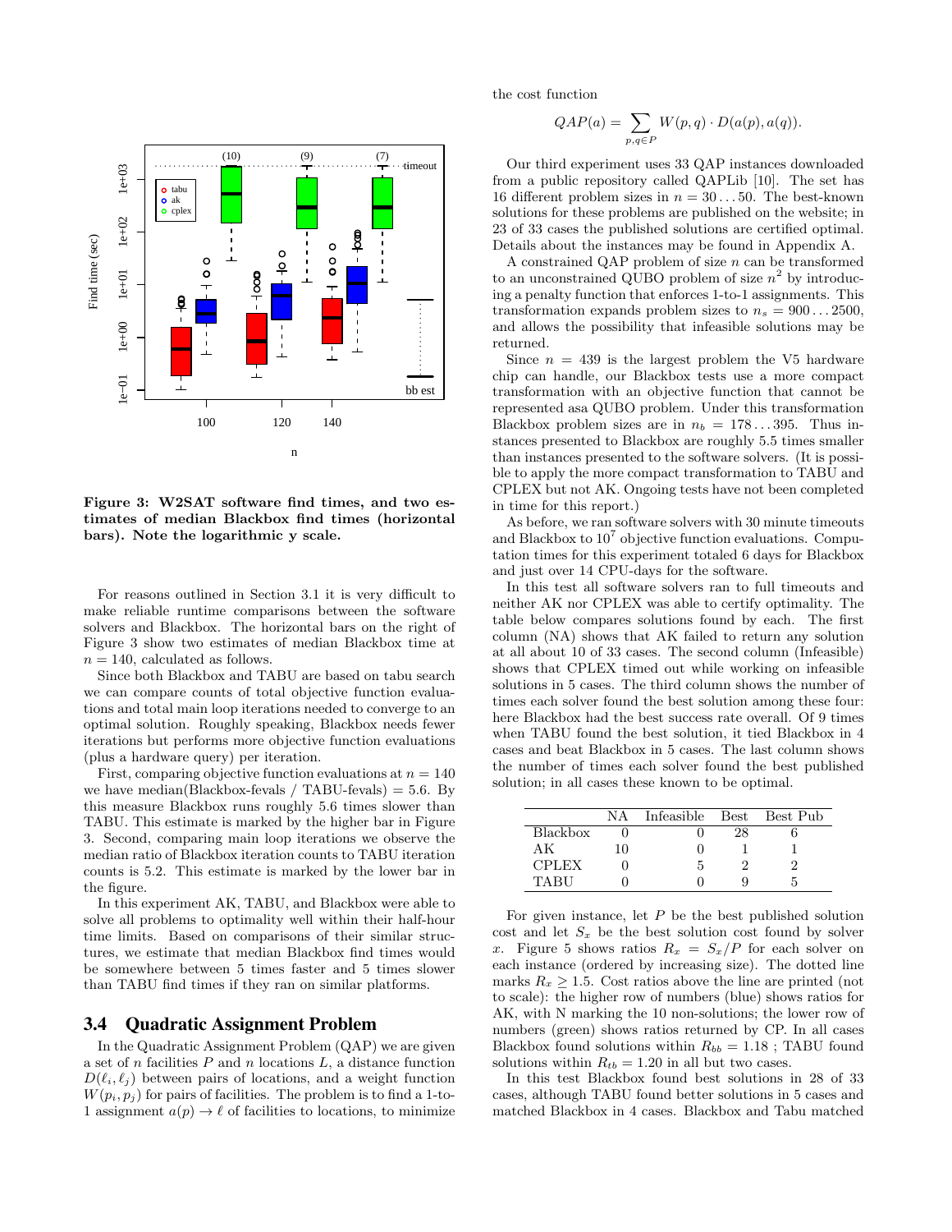Figure 3: W2SAT software find times, and two estimates of median Blackbox find times (horizontal bars). Note the logarithmic y scale.

For reasons outlined in Section 3.1 it is very difficult to make reliable runtime comparisons between the software solvers and Blackbox. The horizontal bars on the right of Figure 3 show two estimates of median Blackbox time at $n = 140$, calculated as follows.

Since both Blackbox and TABU are based on tabu search we can compare counts of total objective function evaluations and total main loop iterations needed to converge to an optimal solution. Roughly speaking, Blackbox needs fewer iterations but performs more objective function evaluations (plus a hardware query) per iteration.

First, comparing objective function evaluations at $n = 140$ we have median(Blackbox-fevals / TABU-fevals) = 5.6. By this measure Blackbox runs roughly 5.6 times slower than TABU. This estimate is marked by the higher bar in Figure 3. Second, comparing main loop iterations we observe the median ratio of Blackbox iteration counts to TABU iteration counts is 5.2. This estimate is marked by the lower bar in the figure.

In this experiment AK, TABU, and Blackbox were able to solve all problems to optimality well within their half-hour time limits. Based on comparisons of their similar structures, we estimate that median Blackbox find times would be somewhere between 5 times faster and 5 times slower than TABU find times if they ran on similar platforms.

## 3.4 Quadratic Assignment Problem

In the Quadratic Assignment Problem (QAP) we are given a set of $n$ facilities $P$ and $n$ locations $L$, a distance function $D(\ell_i, \ell_j)$ between pairs of locations, and a weight function $W(p_i, p_j)$ for pairs of facilities. The problem is to find a 1-to-1 assignment $a(p) \rightarrow \ell$ of facilities to locations, to minimize the cost function

$$QAP(a) = \sum_{p,q \in P} W(p, q) \cdot D(a(p), a(q)).$$

Our third experiment uses 33 QAP instances downloaded from a public repository called QAPLib [10]. The set has 16 different problem sizes in $n = 30 \ldots 50$. The best-known solutions for these problems are published on the website; in 23 of 33 cases the published solutions are certified optimal. Details about the instances may be found in Appendix A.

A constrained QAP problem of size $n$ can be transformed to an unconstrained QUBO problem of size $n^2$ by introducing a penalty function that enforces 1-to-1 assignments. This transformation expands problem sizes to $n_s = 900 \ldots 2500$, and allows the possibility that infeasible solutions may be returned.

Since $n = 439$ is the largest problem the V5 hardware chip can handle, our Blackbox tests use a more compact transformation with an objective function that cannot be represented asa QUBO problem. Under this transformation Blackbox problem sizes are in $n_b = 178 \ldots 395$. Thus instances presented to Blackbox are roughly 5.5 times smaller than instances presented to the software solvers. (It is possible to apply the more compact transformation to TABU and CPLEX but not AK. Ongoing tests have not been completed in time for this report.)

As before, we ran software solvers with 30 minute timeouts and Blackbox to $10^7$ objective function evaluations. Computation times for this experiment totaled 6 days for Blackbox and just over 14 CPU-days for the software.

In this test all software solvers ran to full timeouts and neither AK nor CPLEX was able to certify optimality. The table below compares solutions found by each. The first column (NA) shows that AK failed to return any solution at all about 10 of 33 cases. The second column (Infeasible) shows that CPLEX timed out while working on infeasible solutions in 5 cases. The third column shows the number of times each solver found the best solution among these four: here Blackbox had the best success rate overall. Of 9 times when TABU found the best solution, it tied Blackbox in 4 cases and beat Blackbox in 5 cases. The last column shows the number of times each solver found the best published solution; in all cases these known to be optimal.

| | NA | Infeasible | Best | Best Pub |
|---|---|---|---|---|
| Blackbox | 0 | 0 | 28 | 6 |
| AK | 10 | 0 | 1 | 1 |
| CPLEX | 0 | 5 | 2 | 2 |
| TABU | 0 | 0 | 9 | 5 |

For given instance, let $P$ be the best published solution cost and let $S_x$ be the best solution cost found by solver $x$. Figure 5 shows ratios $R_x = S_x/P$ for each solver on each instance (ordered by increasing size). The dotted line marks $R_x \geq 1.5$. Cost ratios above the line are printed (not to scale): the higher row of numbers (blue) shows ratios for AK, with N marking the 10 non-solutions; the lower row of numbers (green) shows ratios returned by CP. In all cases Blackbox found solutions within $R_{bb} = 1.18$ ; TABU found solutions within $R_{tb} = 1.20$ in all but two cases.

In this test Blackbox found best solutions in 28 of 33 cases, although TABU found better solutions in 5 cases and matched Blackbox in 4 cases. Blackbox and Tabu matched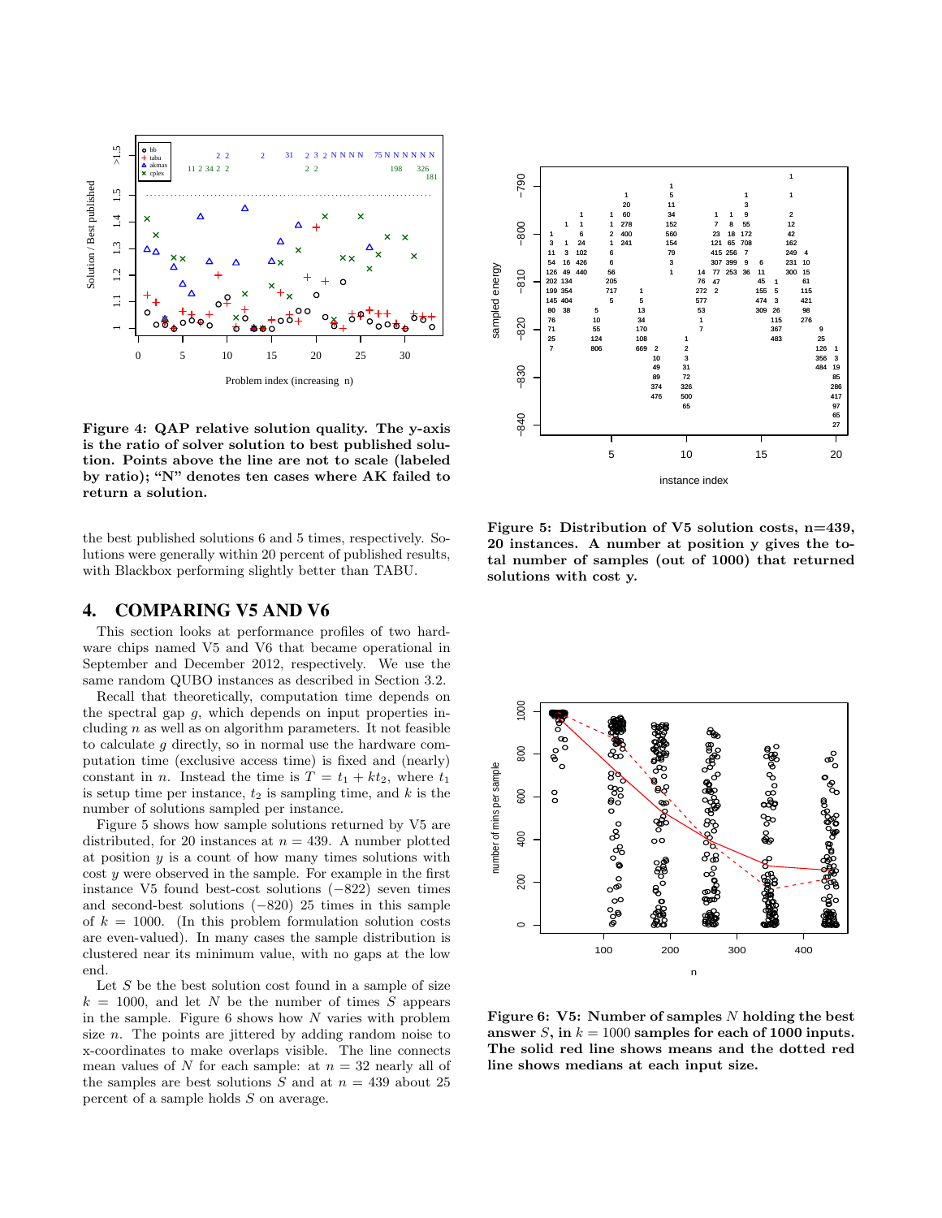Figure 4: QAP relative solution quality. The y-axis is the ratio of solver solution to best published solution. Points above the line are not to scale (labeled by ratio); "N" denotes ten cases where AK failed to return a solution.

the best published solutions 6 and 5 times, respectively. Solutions were generally within 20 percent of published results, with Blackbox performing slightly better than TABU.

## 4. COMPARING V5 AND V6

This section looks at performance profiles of two hardware chips named V5 and V6 that became operational in September and December 2012, respectively. We use the same random QUBO instances as described in Section 3.2.

Recall that theoretically, computation time depends on the spectral gap $g$, which depends on input properties including $n$ as well as on algorithm parameters. It not feasible to calculate $g$ directly, so in normal use the hardware computation time (exclusive access time) is fixed and (nearly) constant in $n$. Instead the time is $T = t_1 + kt_2$, where $t_1$ is setup time per instance, $t_2$ is sampling time, and $k$ is the number of solutions sampled per instance.

Figure 5 shows how sample solutions returned by V5 are distributed, for 20 instances at $n = 439$. A number plotted at position $y$ is a count of how many times solutions with cost $y$ were observed in the sample. For example in the first instance V5 found best-cost solutions ($-822$) seven times and second-best solutions ($-820$) 25 times in this sample of $k = 1000$. (In this problem formulation solution costs are even-valued). In many cases the sample distribution is clustered near its minimum value, with no gaps at the low end.

Let $S$ be the best solution cost found in a sample of size $k = 1000$, and let $N$ be the number of times $S$ appears in the sample. Figure 6 shows how $N$ varies with problem size $n$. The points are jittered by adding random noise to x-coordinates to make overlaps visible. The line connects mean values of $N$ for each sample: at $n = 32$ nearly all of the samples are best solutions $S$ and at $n = 439$ about 25 percent of a sample holds $S$ on average.

Figure 5: Distribution of V5 solution costs, n=439, 20 instances. A number at position y gives the total number of samples (out of 1000) that returned solutions with cost y.

Figure 6: V5: Number of samples $N$ holding the best answer $S$, in $k = 1000$ samples for each of 1000 inputs. The solid red line shows means and the dotted red line shows medians at each input size.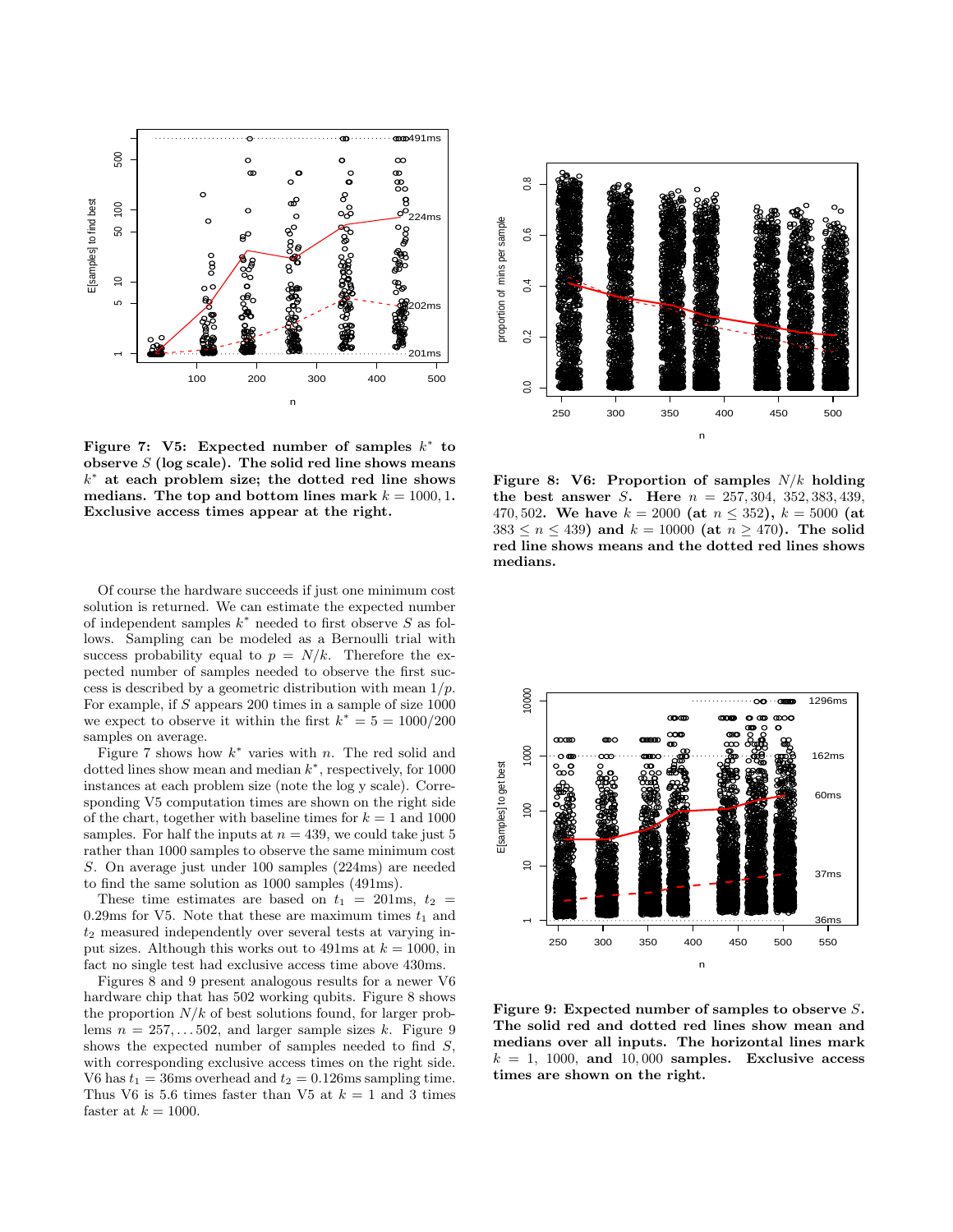**Figure 7: V5: Expected number of samples $k^*$ to observe $S$ (log scale). The solid red line shows means $k^*$ at each problem size; the dotted red line shows medians. The top and bottom lines mark $k = 1000, 1$. Exclusive access times appear at the right.**

**Figure 8: V6: Proportion of samples $N/k$ holding the best answer $S$. Here $n = 257, 304, 352, 383, 439, 470, 502$. We have $k = 2000$ (at $n \leq 352$), $k = 5000$ (at $383 \leq n \leq 439$) and $k = 10000$ (at $n \geq 470$). The solid red line shows means and the dotted red lines shows medians.**

Of course the hardware succeeds if just one minimum cost solution is returned. We can estimate the expected number of independent samples $k^*$ needed to first observe $S$ as follows. Sampling can be modeled as a Bernoulli trial with success probability equal to $p = N/k$. Therefore the expected number of samples needed to observe the first success is described by a geometric distribution with mean $1/p$. For example, if $S$ appears 200 times in a sample of size 1000 we expect to observe it within the first $k^* = 5 = 1000/200$ samples on average.

Figure 7 shows how $k^*$ varies with $n$. The red solid and dotted lines show mean and median $k^*$, respectively, for 1000 instances at each problem size (note the log y scale). Corresponding V5 computation times are shown on the right side of the chart, together with baseline times for $k = 1$ and 1000 samples. For half the inputs at $n = 439$, we could take just 5 rather than 1000 samples to observe the same minimum cost $S$. On average just under 100 samples (224ms) are needed to find the same solution as 1000 samples (491ms).

These time estimates are based on $t_1 = 201$ms, $t_2 = 0.29$ms for V5. Note that these are maximum times $t_1$ and $t_2$ measured independently over several tests at varying input sizes. Although this works out to 491ms at $k = 1000$, in fact no single test had exclusive access time above 430ms.

Figures 8 and 9 present analogous results for a newer V6 hardware chip that has 502 working qubits. Figure 8 shows the proportion $N/k$ of best solutions found, for larger problems $n = 257, \ldots 502$, and larger sample sizes $k$. Figure 9 shows the expected number of samples needed to find $S$, with corresponding exclusive access times on the right side. V6 has $t_1 = 36$ms overhead and $t_2 = 0.126$ms sampling time. Thus V6 is 5.6 times faster than V5 at $k = 1$ and 3 times faster at $k = 1000$.

**Figure 9: Expected number of samples to observe $S$. The solid red and dotted red lines show mean and medians over all inputs. The horizontal lines mark $k = 1$, 1000, and 10,000 samples. Exclusive access times are shown on the right.**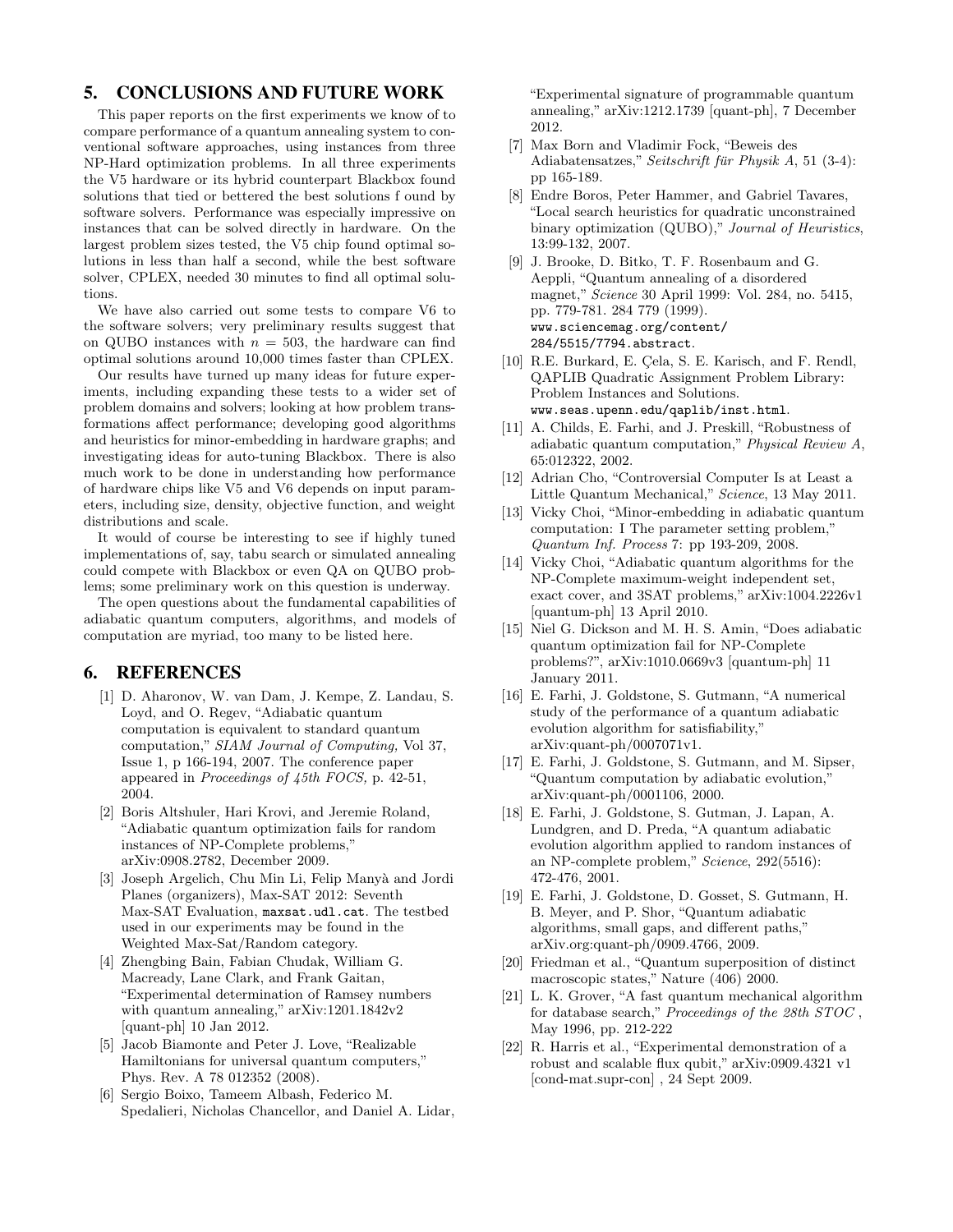## 5. CONCLUSIONS AND FUTURE WORK

This paper reports on the first experiments we know of to compare performance of a quantum annealing system to conventional software approaches, using instances from three NP-Hard optimization problems. In all three experiments the V5 hardware or its hybrid counterpart Blackbox found solutions that tied or bettered the best solutions f ound by software solvers. Performance was especially impressive on instances that can be solved directly in hardware. On the largest problem sizes tested, the V5 chip found optimal solutions in less than half a second, while the best software solver, CPLEX, needed 30 minutes to find all optimal solutions.

We have also carried out some tests to compare V6 to the software solvers; very preliminary results suggest that on QUBO instances with $n = 503$, the hardware can find optimal solutions around 10,000 times faster than CPLEX.

Our results have turned up many ideas for future experiments, including expanding these tests to a wider set of problem domains and solvers; looking at how problem transformations affect performance; developing good algorithms and heuristics for minor-embedding in hardware graphs; and investigating ideas for auto-tuning Blackbox. There is also much work to be done in understanding how performance of hardware chips like V5 and V6 depends on input parameters, including size, density, objective function, and weight distributions and scale.

It would of course be interesting to see if highly tuned implementations of, say, tabu search or simulated annealing could compete with Blackbox or even QA on QUBO problems; some preliminary work on this question is underway.

The open questions about the fundamental capabilities of adiabatic quantum computers, algorithms, and models of computation are myriad, too many to be listed here.

## 6. REFERENCES

[1] D. Aharonov, W. van Dam, J. Kempe, Z. Landau, S. Loyd, and O. Regev, "Adiabatic quantum computation is equivalent to standard quantum computation," *SIAM Journal of Computing,* Vol 37, Issue 1, p 166-194, 2007. The conference paper appeared in *Proceedings of 45th FOCS,* p. 42-51, 2004.

[2] Boris Altshuler, Hari Krovi, and Jeremie Roland, "Adiabatic quantum optimization fails for random instances of NP-Complete problems," arXiv:0908.2782, December 2009.

[3] Joseph Argelich, Chu Min Li, Felip Manyà and Jordi Planes (organizers), Max-SAT 2012: Seventh Max-SAT Evaluation, maxsat.udl.cat. The testbed used in our experiments may be found in the Weighted Max-Sat/Random category.

[4] Zhengbing Bain, Fabian Chudak, William G. Macready, Lane Clark, and Frank Gaitan, "Experimental determination of Ramsey numbers with quantum annealing," arXiv:1201.1842v2 [quant-ph] 10 Jan 2012.

[5] Jacob Biamonte and Peter J. Love, "Realizable Hamiltonians for universal quantum computers," Phys. Rev. A 78 012352 (2008).

[6] Sergio Boixo, Tameem Albash, Federico M. Spedalieri, Nicholas Chancellor, and Daniel A. Lidar, "Experimental signature of programmable quantum annealing," arXiv:1212.1739 [quant-ph], 7 December 2012.

[7] Max Born and Vladimir Fock, "Beweis des Adiabatensatzes," *Seitschrift für Physik A*, 51 (3-4): pp 165-189.

[8] Endre Boros, Peter Hammer, and Gabriel Tavares, "Local search heuristics for quadratic unconstrained binary optimization (QUBO)," *Journal of Heuristics*, 13:99-132, 2007.

[9] J. Brooke, D. Bitko, T. F. Rosenbaum and G. Aeppli, "Quantum annealing of a disordered magnet," *Science* 30 April 1999: Vol. 284, no. 5415, pp. 779-781. 284 779 (1999). www.sciencemag.org/content/284/5515/7794.abstract.

[10] R.E. Burkard, E. Çela, S. E. Karisch, and F. Rendl, QAPLIB Quadratic Assignment Problem Library: Problem Instances and Solutions. www.seas.upenn.edu/qaplib/inst.html.

[11] A. Childs, E. Farhi, and J. Preskill, "Robustness of adiabatic quantum computation," *Physical Review A*, 65:012322, 2002.

[12] Adrian Cho, "Controversial Computer Is at Least a Little Quantum Mechanical," *Science*, 13 May 2011.

[13] Vicky Choi, "Minor-embedding in adiabatic quantum computation: I The parameter setting problem," *Quantum Inf. Process* 7: pp 193-209, 2008.

[14] Vicky Choi, "Adiabatic quantum algorithms for the NP-Complete maximum-weight independent set, exact cover, and 3SAT problems," arXiv:1004.2226v1 [quantum-ph] 13 April 2010.

[15] Niel G. Dickson and M. H. S. Amin, "Does adiabatic quantum optimization fail for NP-Complete problems?", arXiv:1010.0669v3 [quantum-ph] 11 January 2011.

[16] E. Farhi, J. Goldstone, S. Gutmann, "A numerical study of the performance of a quantum adiabatic evolution algorithm for satisfiability," arXiv:quant-ph/0007071v1.

[17] E. Farhi, J. Goldstone, S. Gutmann, and M. Sipser, "Quantum computation by adiabatic evolution," arXiv:quant-ph/0001106, 2000.

[18] E. Farhi, J. Goldstone, S. Gutman, J. Lapan, A. Lundgren, and D. Preda, "A quantum adiabatic evolution algorithm applied to random instances of an NP-complete problem," *Science*, 292(5516): 472-476, 2001.

[19] E. Farhi, J. Goldstone, D. Gosset, S. Gutmann, H. B. Meyer, and P. Shor, "Quantum adiabatic algorithms, small gaps, and different paths," arXiv.org:quant-ph/0909.4766, 2009.

[20] Friedman et al., "Quantum superposition of distinct macroscopic states," Nature (406) 2000.

[21] L. K. Grover, "A fast quantum mechanical algorithm for database search," *Proceedings of the 28th STOC* , May 1996, pp. 212-222

[22] R. Harris et al., "Experimental demonstration of a robust and scalable flux qubit," arXiv:0909.4321 v1 [cond-mat.supr-con] , 24 Sept 2009.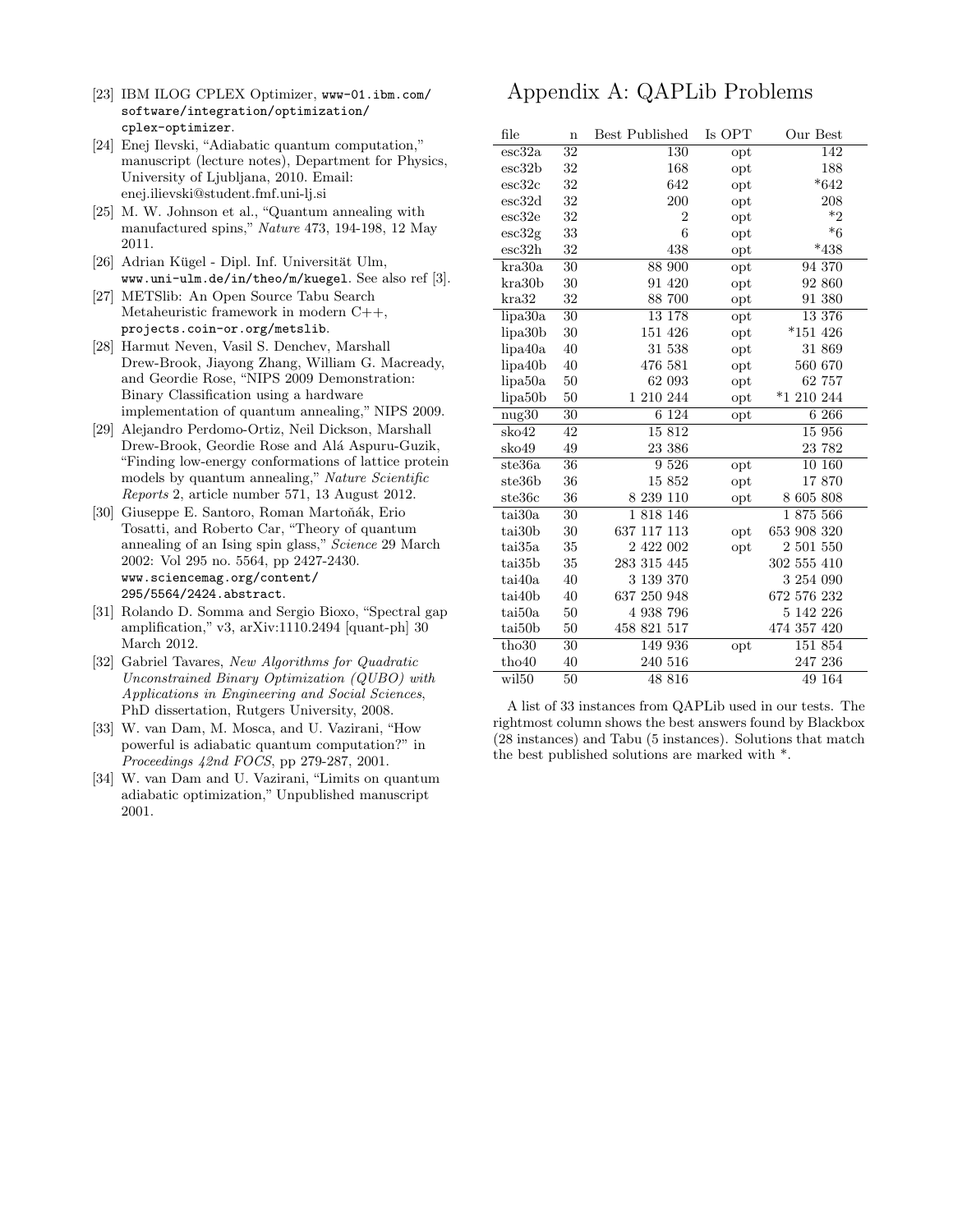[23] IBM ILOG CPLEX Optimizer, www-01.ibm.com/software/integration/optimization/cplex-optimizer.

[24] Enej Ilevski, "Adiabatic quantum computation," manuscript (lecture notes), Department for Physics, University of Ljubljana, 2010. Email: enej.ilievski@student.fmf.uni-lj.si

[25] M. W. Johnson et al., "Quantum annealing with manufactured spins," *Nature* 473, 194-198, 12 May 2011.

[26] Adrian Kügel - Dipl. Inf. Universität Ulm, www.uni-ulm.de/in/theo/m/kuegel. See also ref [3].

[27] METSlib: An Open Source Tabu Search Metaheuristic framework in modern C++, projects.coin-or.org/metslib.

[28] Harmut Neven, Vasil S. Denchev, Marshall Drew-Brook, Jiayong Zhang, William G. Macready, and Geordie Rose, "NIPS 2009 Demonstration: Binary Classification using a hardware implementation of quantum annealing," NIPS 2009.

[29] Alejandro Perdomo-Ortiz, Neil Dickson, Marshall Drew-Brook, Geordie Rose and Alá Aspuru-Guzik, "Finding low-energy conformations of lattice protein models by quantum annealing," *Nature Scientific Reports* 2, article number 571, 13 August 2012.

[30] Giuseppe E. Santoro, Roman Martoňák, Erio Tosatti, and Roberto Car, "Theory of quantum annealing of an Ising spin glass," *Science* 29 March 2002: Vol 295 no. 5564, pp 2427-2430. www.sciencemag.org/content/295/5564/2424.abstract.

[31] Rolando D. Somma and Sergio Bioxo, "Spectral gap amplification," v3, arXiv:1110.2494 [quant-ph] 30 March 2012.

[32] Gabriel Tavares, *New Algorithms for Quadratic Unconstrained Binary Optimization (QUBO) with Applications in Engineering and Social Sciences*, PhD dissertation, Rutgers University, 2008.

[33] W. van Dam, M. Mosca, and U. Vazirani, "How powerful is adiabatic quantum computation?" in *Proceedings 42nd FOCS*, pp 279-287, 2001.

[34] W. van Dam and U. Vazirani, "Limits on quantum adiabatic optimization," Unpublished manuscript 2001.

# Appendix A: QAPLib Problems

| file | n | Best Published | Is OPT | Our Best |
|---|---|---|---|---|
| esc32a | 32 | 130 | opt | 142 |
| esc32b | 32 | 168 | opt | 188 |
| esc32c | 32 | 642 | opt | *642 |
| esc32d | 32 | 200 | opt | 208 |
| esc32e | 32 | 2 | opt | *2 |
| esc32g | 33 | 6 | opt | *6 |
| esc32h | 32 | 438 | opt | *438 |
| kra30a | 30 | 88 900 | opt | 94 370 |
| kra30b | 30 | 91 420 | opt | 92 860 |
| kra32 | 32 | 88 700 | opt | 91 380 |
| lipa30a | 30 | 13 178 | opt | 13 376 |
| lipa30b | 30 | 151 426 | opt | *151 426 |
| lipa40a | 40 | 31 538 | opt | 31 869 |
| lipa40b | 40 | 476 581 | opt | 560 670 |
| lipa50a | 50 | 62 093 | opt | 62 757 |
| lipa50b | 50 | 1 210 244 | opt | *1 210 244 |
| nug30 | 30 | 6 124 | opt | 6 266 |
| sko42 | 42 | 15 812 | | 15 956 |
| sko49 | 49 | 23 386 | | 23 782 |
| ste36a | 36 | 9 526 | opt | 10 160 |
| ste36b | 36 | 15 852 | opt | 17 870 |
| ste36c | 36 | 8 239 110 | opt | 8 605 808 |
| tai30a | 30 | 1 818 146 | | 1 875 566 |
| tai30b | 30 | 637 117 113 | opt | 653 908 320 |
| tai35a | 35 | 2 422 002 | opt | 2 501 550 |
| tai35b | 35 | 283 315 445 | | 302 555 410 |
| tai40a | 40 | 3 139 370 | | 3 254 090 |
| tai40b | 40 | 637 250 948 | | 672 576 232 |
| tai50a | 50 | 4 938 796 | | 5 142 226 |
| tai50b | 50 | 458 821 517 | | 474 357 420 |
| tho30 | 30 | 149 936 | opt | 151 854 |
| tho40 | 40 | 240 516 | | 247 236 |
| wil50 | 50 | 48 816 | | 49 164 |

A list of 33 instances from QAPLib used in our tests. The rightmost column shows the best answers found by Blackbox (28 instances) and Tabu (5 instances). Solutions that match the best published solutions are marked with *.